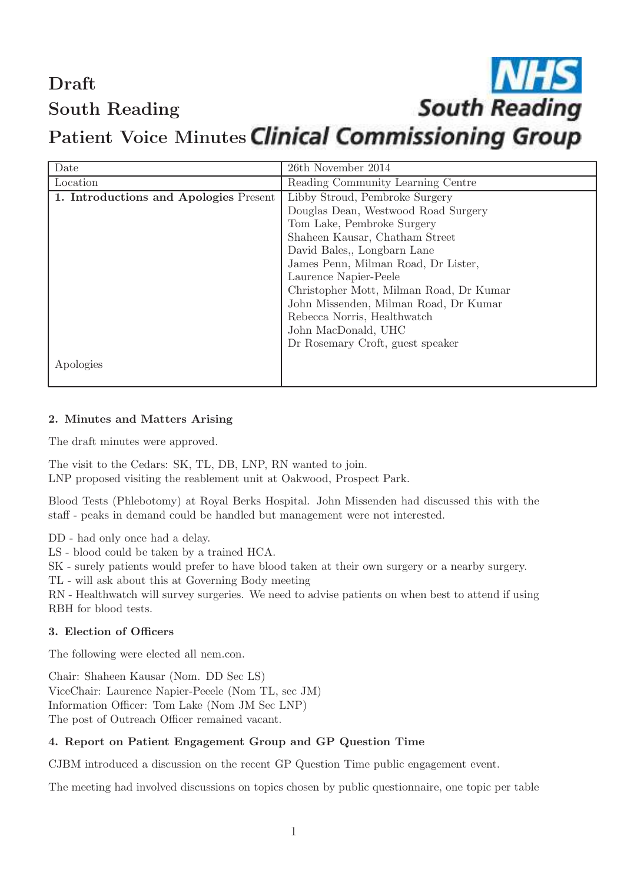# Draft

# South Reading

# Patient Voice Minutes

NHS South Reading Clinical Commissioning Group

| Date | 26th November 2014 |
|---|---|
| Location | Reading Community Learning Centre |
| **1. Introductions and Apologies** Present | Libby Stroud, Pembroke Surgery<br>Douglas Dean, Westwood Road Surgery<br>Tom Lake, Pembroke Surgery<br>Shaheen Kausar, Chatham Street<br>David Bales,, Longbarn Lane<br>James Penn, Milman Road, Dr Lister,<br>Laurence Napier-Peele<br>Christopher Mott, Milman Road, Dr Kumar<br>John Missenden, Milman Road, Dr Kumar<br>Rebecca Norris, Healthwatch<br>John MacDonald, UHC<br>Dr Rosemary Croft, guest speaker |
| Apologies | |

**2. Minutes and Matters Arising**

The draft minutes were approved.

The visit to the Cedars: SK, TL, DB, LNP, RN wanted to join.
LNP proposed visiting the reablement unit at Oakwood, Prospect Park.

Blood Tests (Phlebotomy) at Royal Berks Hospital. John Missenden had discussed this with the staff - peaks in demand could be handled but management were not interested.

DD - had only once had a delay.
LS - blood could be taken by a trained HCA.
SK - surely patients would prefer to have blood taken at their own surgery or a nearby surgery.
TL - will ask about this at Governing Body meeting
RN - Healthwatch will survey surgeries. We need to advise patients on when best to attend if using RBH for blood tests.

**3. Election of Officers**

The following were elected all nem.con.

Chair: Shaheen Kausar (Nom. DD Sec LS)
ViceChair: Laurence Napier-Peeele (Nom TL, sec JM)
Information Officer: Tom Lake (Nom JM Sec LNP)
The post of Outreach Officer remained vacant.

**4. Report on Patient Engagement Group and GP Question Time**

CJBM introduced a discussion on the recent GP Question Time public engagement event.

The meeting had involved discussions on topics chosen by public questionnaire, one topic per table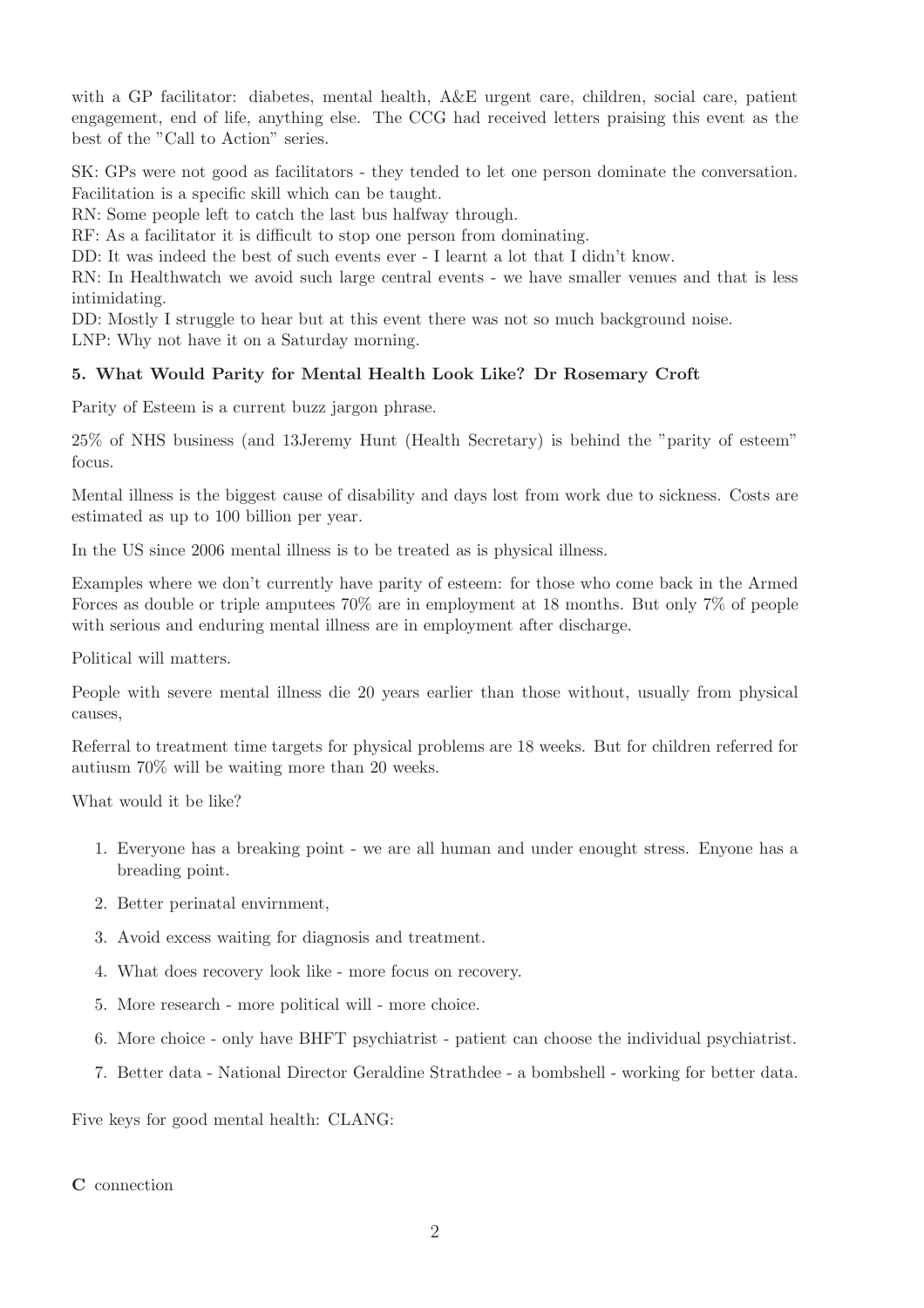with a GP facilitator: diabetes, mental health, A&E urgent care, children, social care, patient engagement, end of life, anything else. The CCG had received letters praising this event as the best of the "Call to Action" series.

SK: GPs were not good as facilitators - they tended to let one person dominate the conversation. Facilitation is a specific skill which can be taught.
RN: Some people left to catch the last bus halfway through.
RF: As a facilitator it is difficult to stop one person from dominating.
DD: It was indeed the best of such events ever - I learnt a lot that I didn't know.
RN: In Healthwatch we avoid such large central events - we have smaller venues and that is less intimidating.
DD: Mostly I struggle to hear but at this event there was not so much background noise.
LNP: Why not have it on a Saturday morning.

**5. What Would Parity for Mental Health Look Like? Dr Rosemary Croft**

Parity of Esteem is a current buzz jargon phrase.

25% of NHS business (and 13Jeremy Hunt (Health Secretary) is behind the "parity of esteem" focus.

Mental illness is the biggest cause of disability and days lost from work due to sickness. Costs are estimated as up to 100 billion per year.

In the US since 2006 mental illness is to be treated as is physical illness.

Examples where we don't currently have parity of esteem: for those who come back in the Armed Forces as double or triple amputees 70% are in employment at 18 months. But only 7% of people with serious and enduring mental illness are in employment after discharge.

Political will matters.

People with severe mental illness die 20 years earlier than those without, usually from physical causes,

Referral to treatment time targets for physical problems are 18 weeks. But for children referred for autiusm 70% will be waiting more than 20 weeks.

What would it be like?

1. Everyone has a breaking point - we are all human and under enought stress. Enyone has a breading point.
2. Better perinatal envirnment,
3. Avoid excess waiting for diagnosis and treatment.
4. What does recovery look like - more focus on recovery.
5. More research - more political will - more choice.
6. More choice - only have BHFT psychiatrist - patient can choose the individual psychiatrist.
7. Better data - National Director Geraldine Strathdee - a bombshell - working for better data.

Five keys for good mental health: CLANG:

**C** connection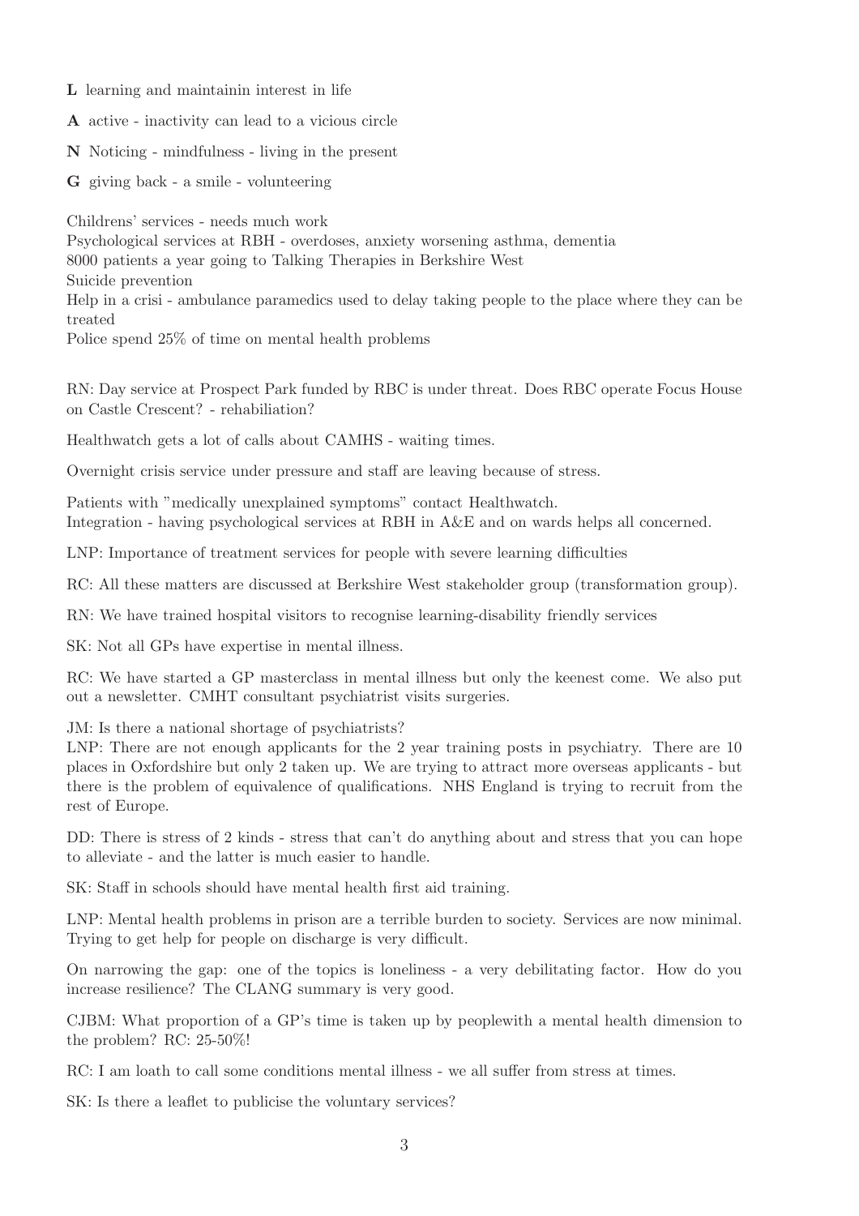**L** learning and maintainin interest in life

**A** active - inactivity can lead to a vicious circle

**N** Noticing - mindfulness - living in the present

**G** giving back - a smile - volunteering

Childrens' services - needs much work
Psychological services at RBH - overdoses, anxiety worsening asthma, dementia
8000 patients a year going to Talking Therapies in Berkshire West
Suicide prevention
Help in a crisi - ambulance paramedics used to delay taking people to the place where they can be treated
Police spend 25% of time on mental health problems

RN: Day service at Prospect Park funded by RBC is under threat. Does RBC operate Focus House on Castle Crescent? - rehabiliation?

Healthwatch gets a lot of calls about CAMHS - waiting times.

Overnight crisis service under pressure and staff are leaving because of stress.

Patients with "medically unexplained symptoms" contact Healthwatch.
Integration - having psychological services at RBH in A&E and on wards helps all concerned.

LNP: Importance of treatment services for people with severe learning difficulties

RC: All these matters are discussed at Berkshire West stakeholder group (transformation group).

RN: We have trained hospital visitors to recognise learning-disability friendly services

SK: Not all GPs have expertise in mental illness.

RC: We have started a GP masterclass in mental illness but only the keenest come. We also put out a newsletter. CMHT consultant psychiatrist visits surgeries.

JM: Is there a national shortage of psychiatrists?
LNP: There are not enough applicants for the 2 year training posts in psychiatry. There are 10 places in Oxfordshire but only 2 taken up. We are trying to attract more overseas applicants - but there is the problem of equivalence of qualifications. NHS England is trying to recruit from the rest of Europe.

DD: There is stress of 2 kinds - stress that can't do anything about and stress that you can hope to alleviate - and the latter is much easier to handle.

SK: Staff in schools should have mental health first aid training.

LNP: Mental health problems in prison are a terrible burden to society. Services are now minimal. Trying to get help for people on discharge is very difficult.

On narrowing the gap: one of the topics is loneliness - a very debilitating factor. How do you increase resilience? The CLANG summary is very good.

CJBM: What proportion of a GP's time is taken up by peoplewith a mental health dimension to the problem? RC: 25-50%!

RC: I am loath to call some conditions mental illness - we all suffer from stress at times.

SK: Is there a leaflet to publicise the voluntary services?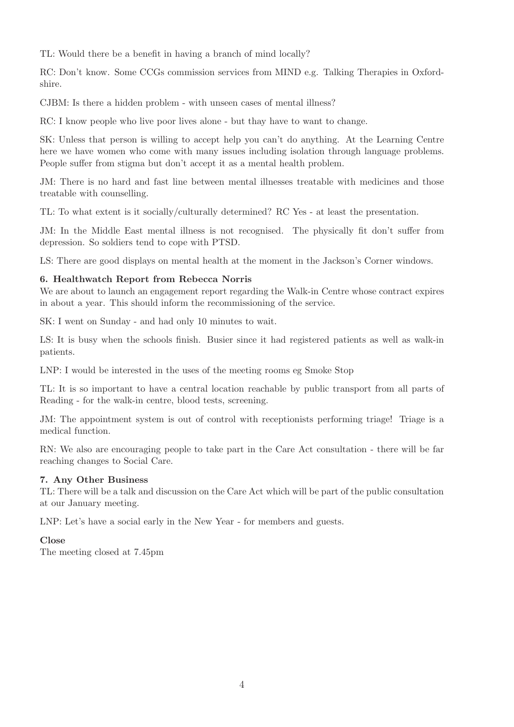TL: Would there be a benefit in having a branch of mind locally?

RC: Don't know. Some CCGs commission services from MIND e.g. Talking Therapies in Oxfordshire.

CJBM: Is there a hidden problem - with unseen cases of mental illness?

RC: I know people who live poor lives alone - but thay have to want to change.

SK: Unless that person is willing to accept help you can't do anything. At the Learning Centre here we have women who come with many issues including isolation through language problems. People suffer from stigma but don't accept it as a mental health problem.

JM: There is no hard and fast line between mental illnesses treatable with medicines and those treatable with counselling.

TL: To what extent is it socially/culturally determined? RC Yes - at least the presentation.

JM: In the Middle East mental illness is not recognised. The physically fit don't suffer from depression. So soldiers tend to cope with PTSD.

LS: There are good displays on mental health at the moment in the Jackson's Corner windows.

**6. Healthwatch Report from Rebecca Norris**

We are about to launch an engagement report regarding the Walk-in Centre whose contract expires in about a year. This should inform the recommissioning of the service.

SK: I went on Sunday - and had only 10 minutes to wait.

LS: It is busy when the schools finish. Busier since it had registered patients as well as walk-in patients.

LNP: I would be interested in the uses of the meeting rooms eg Smoke Stop

TL: It is so important to have a central location reachable by public transport from all parts of Reading - for the walk-in centre, blood tests, screening.

JM: The appointment system is out of control with receptionists performing triage! Triage is a medical function.

RN: We also are encouraging people to take part in the Care Act consultation - there will be far reaching changes to Social Care.

**7. Any Other Business**

TL: There will be a talk and discussion on the Care Act which will be part of the public consultation at our January meeting.

LNP: Let's have a social early in the New Year - for members and guests.

**Close**

The meeting closed at 7.45pm